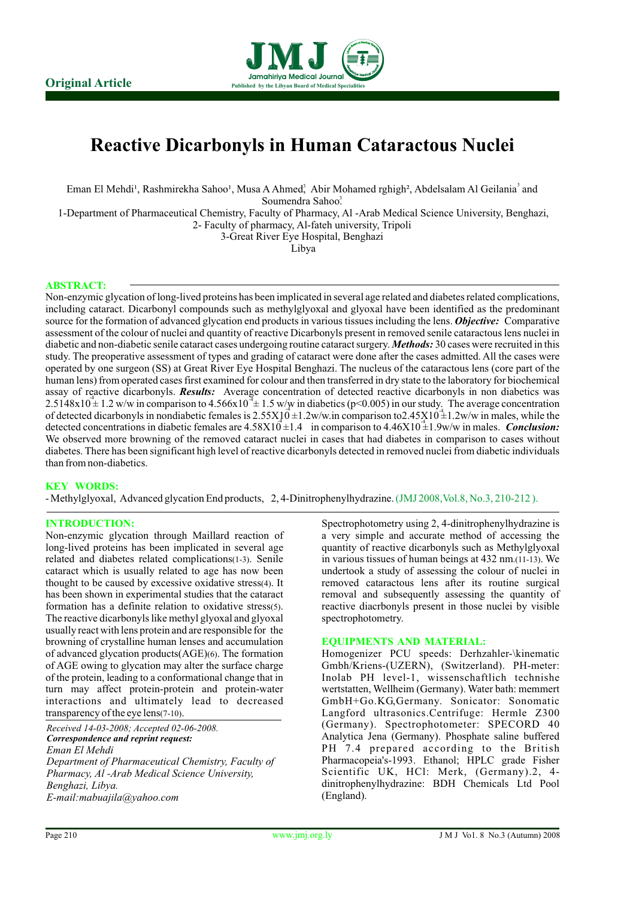Original Article

# Reactive Dicarbonyls in Human Cataractous Nuclei

Eman El Mehdi[1], Rashmirekha Sahoo[1], Musa A Ahmed[3], Abir Mohamed rghigh[2], Abdelsalam Al Geilania[3] and Soumendra Sahoo[3]

1-Department of Pharmaceutical Chemistry, Faculty of Pharmacy, Al -Arab Medical Science University, Benghazi,
2- Faculty of pharmacy, Al-fateh university, Tripoli
3-Great River Eye Hospital, Benghazi
Libya

## ABSTRACT:

Non-enzymic glycation of long-lived proteins has been implicated in several age related and diabetes related complications, including cataract. Dicarbonyl compounds such as methylglyoxal and glyoxal have been identified as the predominant source for the formation of advanced glycation end products in various tissues including the lens. ***Objective:*** Comparative assessment of the colour of nuclei and quantity of reactive Dicarbonyls present in removed senile cataractous lens nuclei in diabetic and non-diabetic senile cataract cases undergoing routine cataract surgery. ***Methods:*** 30 cases were recruited in this study. The preoperative assessment of types and grading of cataract were done after the cases admitted. All the cases were operated by one surgeon (SS) at Great River Eye Hospital Benghazi. The nucleus of the cataractous lens (core part of the human lens) from operated cases first examined for colour and then transferred in dry state to the laboratory for biochemical assay of reactive dicarbonyls. ***Results:*** Average concentration of detected reactive dicarbonyls in non diabetics was $2.5148x10^{-4} \pm 1.2$ w/w in comparison to $4.566x10^{-4} \pm 1.5$ w/w in diabetics ($p<0.005$) in our study. The average concentration of detected dicarbonyls in nondiabetic females is $2.55X10^{-4} \pm 1.2$w/w.in comparison to$2.45X10^{-4} \pm 1.2$w/w in males, while the detected concentrations in diabetic females are $4.58X10^{-4} \pm 1.4$ in comparison to $4.46X10^{-4} \pm 1.9$w/w in males. ***Conclusion:*** We observed more browning of the removed cataract nuclei in cases that had diabetes in comparison to cases without diabetes. There has been significant high level of reactive dicarbonyls detected in removed nuclei from diabetic individuals than from non-diabetics.

## KEY WORDS:

- Methylglyoxal, Advanced glycation End products, 2, 4-Dinitrophenylhydrazine. (JMJ 2008,Vol.8, No.3, 210-212 ).

## INTRODUCTION:

Non-enzymic glycation through Maillard reaction of long-lived proteins has been implicated in several age related and diabetes related complications(1-3). Senile cataract which is usually related to age has now been thought to be caused by excessive oxidative stress(4). It has been shown in experimental studies that the cataract formation has a definite relation to oxidative stress(5). The reactive dicarbonyls like methyl glyoxal and glyoxal usually react with lens protein and are responsible for the browning of crystalline human lenses and accumulation of advanced glycation products(AGE)(6). The formation of AGE owing to glycation may alter the surface charge of the protein, leading to a conformational change that in turn may affect protein-protein and protein-water interactions and ultimately lead to decreased transparency of the eye lens(7-10).

*Received 14-03-2008; Accepted 02-06-2008.*
***Correspondence and reprint request:***
*Eman El Mehdi*
*Department of Pharmaceutical Chemistry, Faculty of Pharmacy, Al -Arab Medical Science University, Benghazi, Libya.*
*E-mail:mabuajila@yahoo.com*

Spectrophotometry using 2, 4-dinitrophenylhydrazine is a very simple and accurate method of accessing the quantity of reactive dicarbonyls such as Methylglyoxal in various tissues of human beings at 432 nm.(11-13). We undertook a study of assessing the colour of nuclei in removed cataractous lens after its routine surgical removal and subsequently assessing the quantity of reactive diacrbonyls present in those nuclei by visible spectrophotometry.

## EQUIPMENTS AND MATERIAL:

Homogenizer PCU speeds: Derhzahler-\kinematic Gmbh/Kriens-(UZERN), (Switzerland). PH-meter: Inolab PH level-1, wissenschaftlich technishe wertstatten, Wellheim (Germany). Water bath: memmert GmbH+Go.KG,Germany. Sonicator: Sonomatic Langford ultrasonics.Centrifuge: Hermle Z300 (Germany). Spectrophotometer: SPECORD 40 Analytica Jena (Germany). Phosphate saline buffered PH 7.4 prepared according to the British Pharmacopeia's-1993. Ethanol; HPLC grade Fisher Scientific UK, HCl: Merk, (Germany).2, 4-dinitrophenylhydrazine: BDH Chemicals Ltd Pool (England).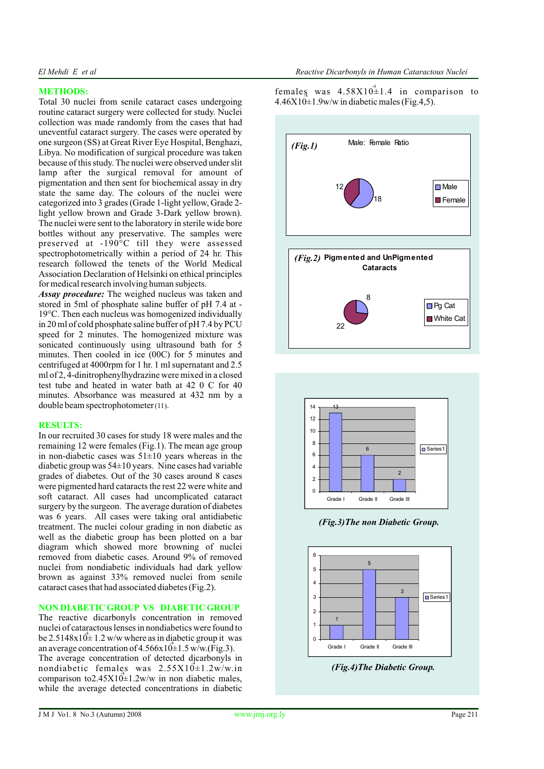## METHODS:

Total 30 nuclei from senile cataract cases undergoing routine cataract surgery were collected for study. Nuclei collection was made randomly from the cases that had uneventful cataract surgery. The cases were operated by one surgeon (SS) at Great River Eye Hospital, Benghazi, Libya. No modification of surgical procedure was taken because of this study. The nuclei were observed under slit lamp after the surgical removal for amount of pigmentation and then sent for biochemical assay in dry state the same day. The colours of the nuclei were categorized into 3 grades (Grade 1-light yellow, Grade 2-light yellow brown and Grade 3-Dark yellow brown). The nuclei were sent to the laboratory in sterile wide bore bottles without any preservative. The samples were preserved at -190°C till they were assessed spectrophotometrically within a period of 24 hr. This research followed the tenets of the World Medical Association Declaration of Helsinki on ethical principles for medical research involving human subjects.

***Assay procedure:*** The weighed nucleus was taken and stored in 5ml of phosphate saline buffer of pH 7.4 at -19°C. Then each nucleus was homogenized individually in 20 ml of cold phosphate saline buffer of pH 7.4 by PCU speed for 2 minutes. The homogenized mixture was sonicated continuously using ultrasound bath for 5 minutes. Then cooled in ice (00C) for 5 minutes and centrifuged at 4000rpm for 1 hr. 1 ml supernatant and 2.5 ml of 2, 4-dinitrophenylhydrazine were mixed in a closed test tube and heated in water bath at 42 0 C for 40 minutes. Absorbance was measured at 432 nm by a double beam spectrophotometer (11).

## RESULTS:

In our recruited 30 cases for study 18 were males and the remaining 12 were females (Fig.1). The mean age group in non-diabetic cases was 51±10 years whereas in the diabetic group was 54±10 years. Nine cases had variable grades of diabetes. Out of the 30 cases around 8 cases were pigmented hard cataracts the rest 22 were white and soft cataract. All cases had uncomplicated cataract surgery by the surgeon. The average duration of diabetes was 6 years. All cases were taking oral antidiabetic treatment. The nuclei colour grading in non diabetic as well as the diabetic group has been plotted on a bar diagram which showed more browning of nuclei removed from diabetic cases. Around 9% of removed nuclei from nondiabetic individuals had dark yellow brown as against 33% removed nuclei from senile cataract cases that had associated diabetes (Fig.2).

## NON DIABETIC GROUP VS DIABETIC GROUP

The reactive dicarbonyls concentration in removed nuclei of cataractous lenses in nondiabetics were found to be $2.5148\times10^{-4}\pm 1.2$ w/w where as in diabetic group it was an average concentration of $4.566\times10^{-4}\pm1.5$ w/w.(Fig.3).

The average concentration of detected dicarbonyls in nondiabetic females was $2.55\times10^{-4}\pm1.2$w/w.in comparison to$2.45\times10^{-4}\pm1.2$w/w in non diabetic males, while the average detected concentrations in diabetic females was $4.58\times10^{-4}\pm1.4$ in comparison to $4.46\times10^{-4}\pm1.9$w/w in diabetic males (Fig.4,5).

*(Fig.1)* Male: Female Ratio — Male 18, Female 12

*(Fig.2)* Pigmented and UnPigmented Cataracts — Pg Cat 8, White Cat 22

| | Grade I | Grade II | Grade III |
|---|---|---|---|
| Series1 | 13 | 6 | 2 |

*(Fig.3) The non Diabetic Group.*

| | Grade I | Grade II | Grade III |
|---|---|---|---|
| Series1 | 1 | 5 | 3 |

*(Fig.4) The Diabetic Group.*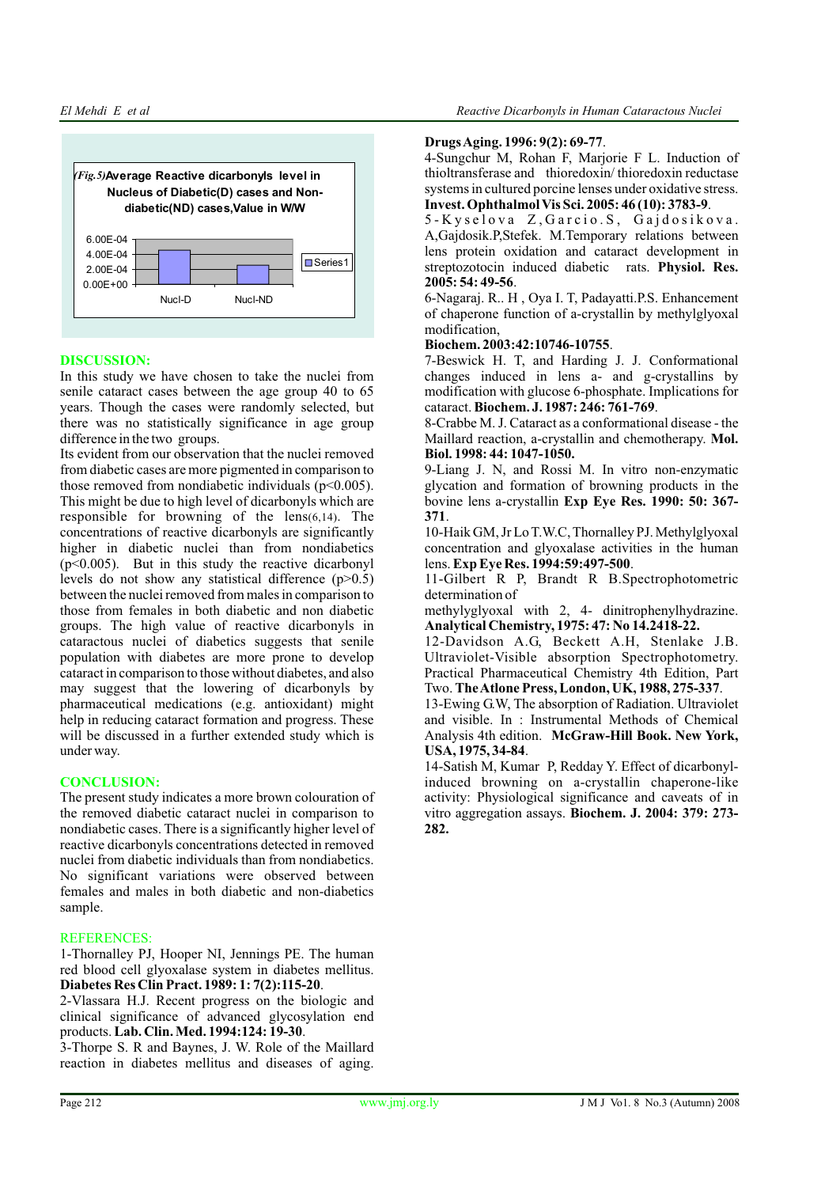(Fig.5) **Average Reactive dicarbonyls level in Nucleus of Diabetic(D) cases and Non-diabetic(ND) cases,Value in W/W**

6.00E-04
4.00E-04
2.00E-04
0.00E+00
Nucl-D
Nucl-ND
Series1

## DISCUSSION:

In this study we have chosen to take the nuclei from senile cataract cases between the age group 40 to 65 years. Though the cases were randomly selected, but there was no statistically significance in age group difference in the two groups.

Its evident from our observation that the nuclei removed from diabetic cases are more pigmented in comparison to those removed from nondiabetic individuals ($p<0.005$). This might be due to high level of dicarbonyls which are responsible for browning of the lens(6,14). The concentrations of reactive dicarbonyls are significantly higher in diabetic nuclei than from nondiabetics ($p<0.005$). But in this study the reactive dicarbonyl levels do not show any statistical difference ($p>0.5$) between the nuclei removed from males in comparison to those from females in both diabetic and non diabetic groups. The high value of reactive dicarbonyls in cataractous nuclei of diabetics suggests that senile population with diabetes are more prone to develop cataract in comparison to those without diabetes, and also may suggest that the lowering of dicarbonyls by pharmaceutical medications (e.g. antioxidant) might help in reducing cataract formation and progress. These will be discussed in a further extended study which is under way.

## CONCLUSION:

The present study indicates a more brown colouration of the removed diabetic cataract nuclei in comparison to nondiabetic cases. There is a significantly higher level of reactive dicarbonyls concentrations detected in removed nuclei from diabetic individuals than from nondiabetics. No significant variations were observed between females and males in both diabetic and non-diabetics sample.

## REFERENCES:

1-Thornalley PJ, Hooper NI, Jennings PE. The human red blood cell glyoxalase system in diabetes mellitus. **Diabetes Res Clin Pract. 1989: 1: 7(2):115-20**.

2-Vlassara H.J. Recent progress on the biologic and clinical significance of advanced glycosylation end products. **Lab. Clin. Med. 1994:124: 19-30**.

3-Thorpe S. R and Baynes, J. W. Role of the Maillard reaction in diabetes mellitus and diseases of aging. **Drugs Aging. 1996: 9(2): 69-77**.

4-Sungchur M, Rohan F, Marjorie F L. Induction of thioltransferase and thioredoxin/ thioredoxin reductase systems in cultured porcine lenses under oxidative stress. **Invest. Ophthalmol Vis Sci. 2005: 46 (10): 3783-9**.

5-Kyselova Z, Garcio. S, Gajdosikova. A,Gajdosik.P,Stefek. M.Temporary relations between lens protein oxidation and cataract development in streptozotocin induced diabetic rats. **Physiol. Res. 2005: 54: 49-56**.

6-Nagaraj. R.. H , Oya I. T, Padayatti.P.S. Enhancement of chaperone function of a-crystallin by methylglyoxal modification,

**Biochem. 2003:42:10746-10755**.

7-Beswick H. T, and Harding J. J. Conformational changes induced in lens a- and g-crystallins by modification with glucose 6-phosphate. Implications for cataract. **Biochem. J. 1987: 246: 761-769**.

8-Crabbe M. J. Cataract as a conformational disease - the Maillard reaction, a-crystallin and chemotherapy. **Mol. Biol. 1998: 44: 1047-1050.**

9-Liang J. N, and Rossi M. In vitro non-enzymatic glycation and formation of browning products in the bovine lens a-crystallin **Exp Eye Res. 1990: 50: 367-371**.

10-Haik GM, Jr Lo T.W.C, Thornalley PJ. Methylglyoxal concentration and glyoxalase activities in the human lens. **Exp Eye Res. 1994:59:497-500**.

11-Gilbert R P, Brandt R B.Spectrophotometric determination of methylglyoxal with 2, 4- dinitrophenylhydrazine. **Analytical Chemistry, 1975: 47: No 14.2418-22.**

12-Davidson A.G, Beckett A.H, Stenlake J.B. Ultraviolet-Visible absorption Spectrophotometry. Practical Pharmaceutical Chemistry 4th Edition, Part Two. **The Atlone Press, London, UK, 1988, 275-337**.

13-Ewing G.W, The absorption of Radiation. Ultraviolet and visible. In : Instrumental Methods of Chemical Analysis 4th edition. **McGraw-Hill Book. New York, USA, 1975, 34-84**.

14-Satish M, Kumar P, Redday Y. Effect of dicarbonyl-induced browning on a-crystallin chaperone-like activity: Physiological significance and caveats of in vitro aggregation assays. **Biochem. J. 2004: 379: 273-282.**